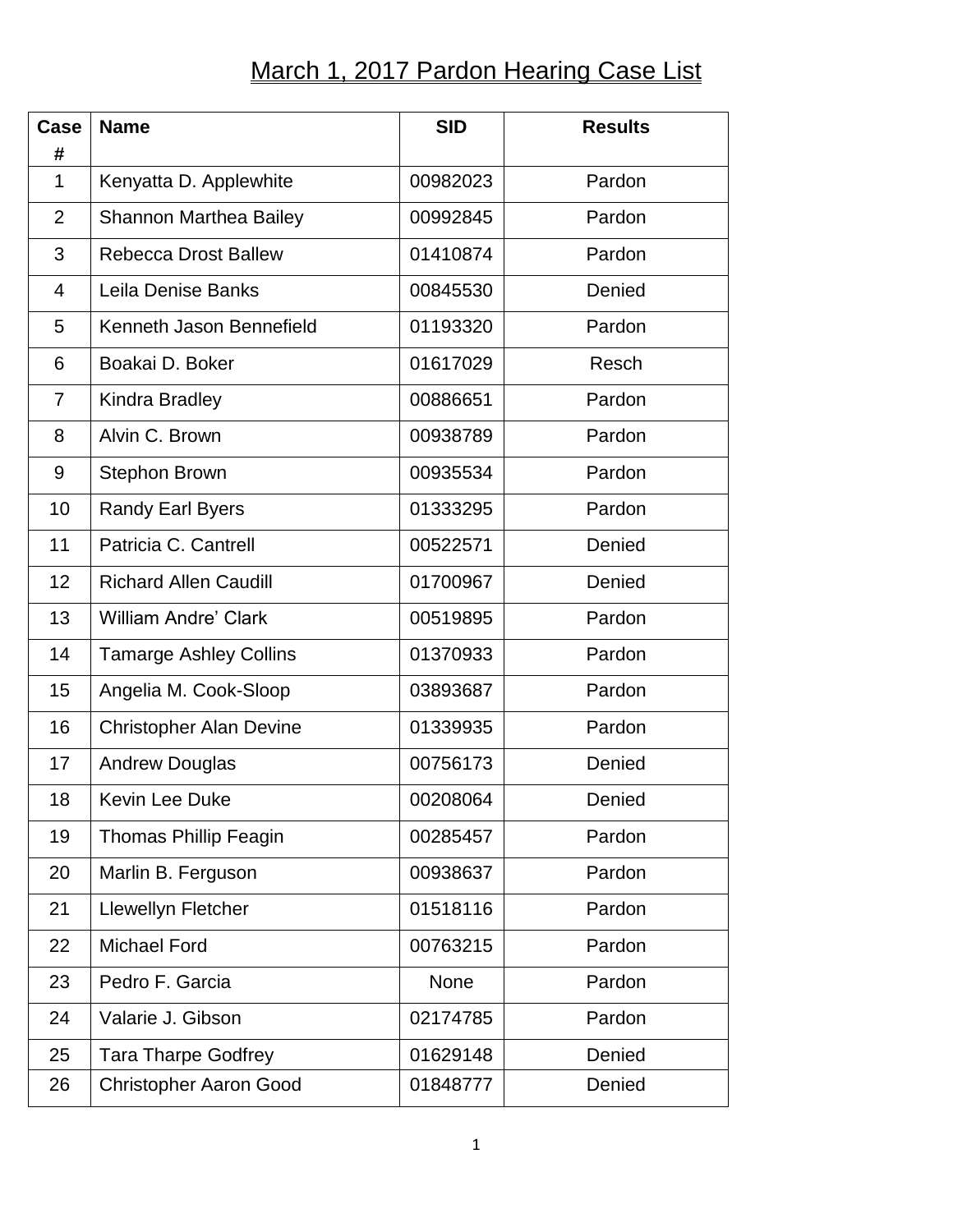# March 1, 2017 Pardon Hearing Case List

| Case # | Name | SID | Results |
|---|---|---|---|
| 1 | Kenyatta D. Applewhite | 00982023 | Pardon |
| 2 | Shannon Marthea Bailey | 00992845 | Pardon |
| 3 | Rebecca Drost Ballew | 01410874 | Pardon |
| 4 | Leila Denise Banks | 00845530 | Denied |
| 5 | Kenneth Jason Bennefield | 01193320 | Pardon |
| 6 | Boakai D. Boker | 01617029 | Resch |
| 7 | Kindra Bradley | 00886651 | Pardon |
| 8 | Alvin C. Brown | 00938789 | Pardon |
| 9 | Stephon Brown | 00935534 | Pardon |
| 10 | Randy Earl Byers | 01333295 | Pardon |
| 11 | Patricia C. Cantrell | 00522571 | Denied |
| 12 | Richard Allen Caudill | 01700967 | Denied |
| 13 | William Andre' Clark | 00519895 | Pardon |
| 14 | Tamarge Ashley Collins | 01370933 | Pardon |
| 15 | Angelia M. Cook-Sloop | 03893687 | Pardon |
| 16 | Christopher Alan Devine | 01339935 | Pardon |
| 17 | Andrew Douglas | 00756173 | Denied |
| 18 | Kevin Lee Duke | 00208064 | Denied |
| 19 | Thomas Phillip Feagin | 00285457 | Pardon |
| 20 | Marlin B. Ferguson | 00938637 | Pardon |
| 21 | Llewellyn Fletcher | 01518116 | Pardon |
| 22 | Michael Ford | 00763215 | Pardon |
| 23 | Pedro F. Garcia | None | Pardon |
| 24 | Valarie J. Gibson | 02174785 | Pardon |
| 25 | Tara Tharpe Godfrey | 01629148 | Denied |
| 26 | Christopher Aaron Good | 01848777 | Denied |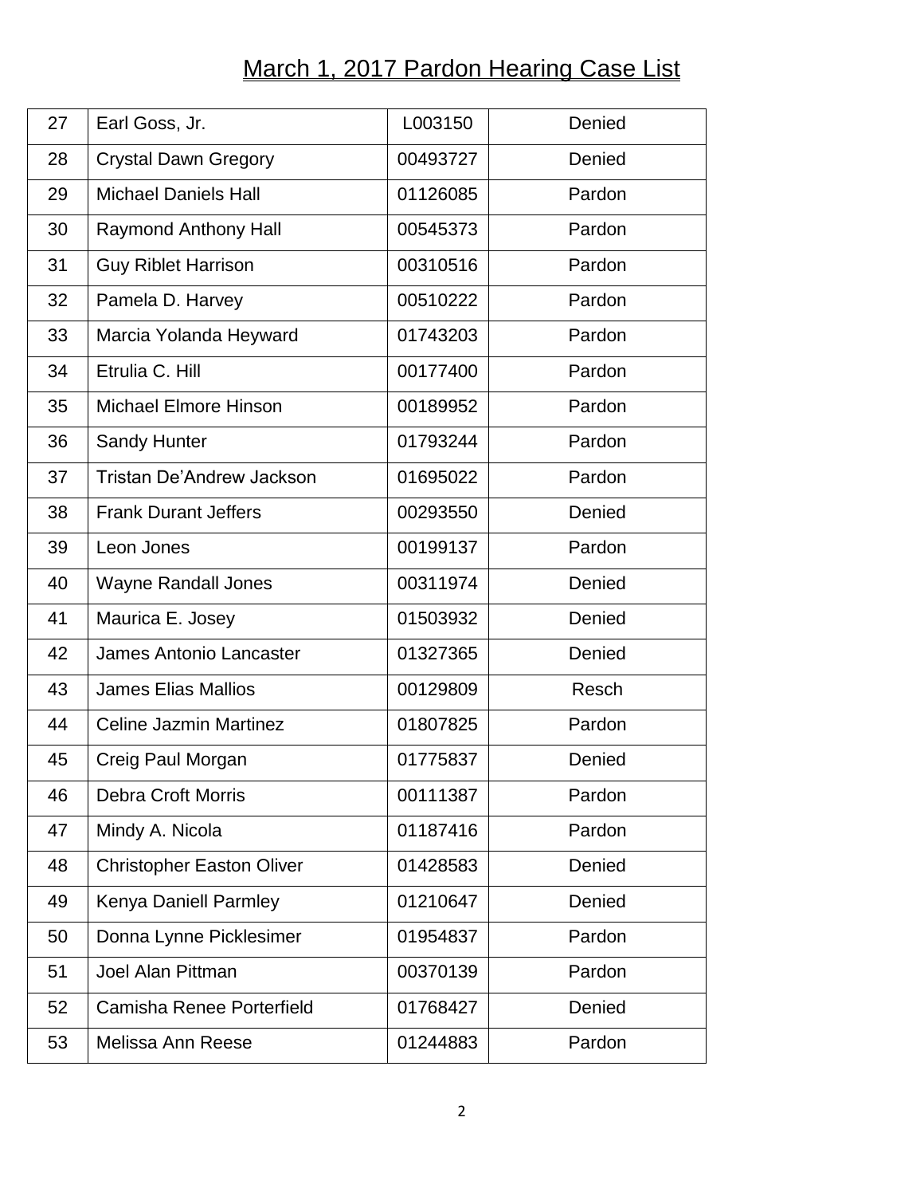# March 1, 2017 Pardon Hearing Case List

| | | | |
|---|---|---|---|
| 27 | Earl Goss, Jr. | L003150 | Denied |
| 28 | Crystal Dawn Gregory | 00493727 | Denied |
| 29 | Michael Daniels Hall | 01126085 | Pardon |
| 30 | Raymond Anthony Hall | 00545373 | Pardon |
| 31 | Guy Riblet Harrison | 00310516 | Pardon |
| 32 | Pamela D. Harvey | 00510222 | Pardon |
| 33 | Marcia Yolanda Heyward | 01743203 | Pardon |
| 34 | Etrulia C. Hill | 00177400 | Pardon |
| 35 | Michael Elmore Hinson | 00189952 | Pardon |
| 36 | Sandy Hunter | 01793244 | Pardon |
| 37 | Tristan De'Andrew Jackson | 01695022 | Pardon |
| 38 | Frank Durant Jeffers | 00293550 | Denied |
| 39 | Leon Jones | 00199137 | Pardon |
| 40 | Wayne Randall Jones | 00311974 | Denied |
| 41 | Maurica E. Josey | 01503932 | Denied |
| 42 | James Antonio Lancaster | 01327365 | Denied |
| 43 | James Elias Mallios | 00129809 | Resch |
| 44 | Celine Jazmin Martinez | 01807825 | Pardon |
| 45 | Creig Paul Morgan | 01775837 | Denied |
| 46 | Debra Croft Morris | 00111387 | Pardon |
| 47 | Mindy A. Nicola | 01187416 | Pardon |
| 48 | Christopher Easton Oliver | 01428583 | Denied |
| 49 | Kenya Daniell Parmley | 01210647 | Denied |
| 50 | Donna Lynne Picklesimer | 01954837 | Pardon |
| 51 | Joel Alan Pittman | 00370139 | Pardon |
| 52 | Camisha Renee Porterfield | 01768427 | Denied |
| 53 | Melissa Ann Reese | 01244883 | Pardon |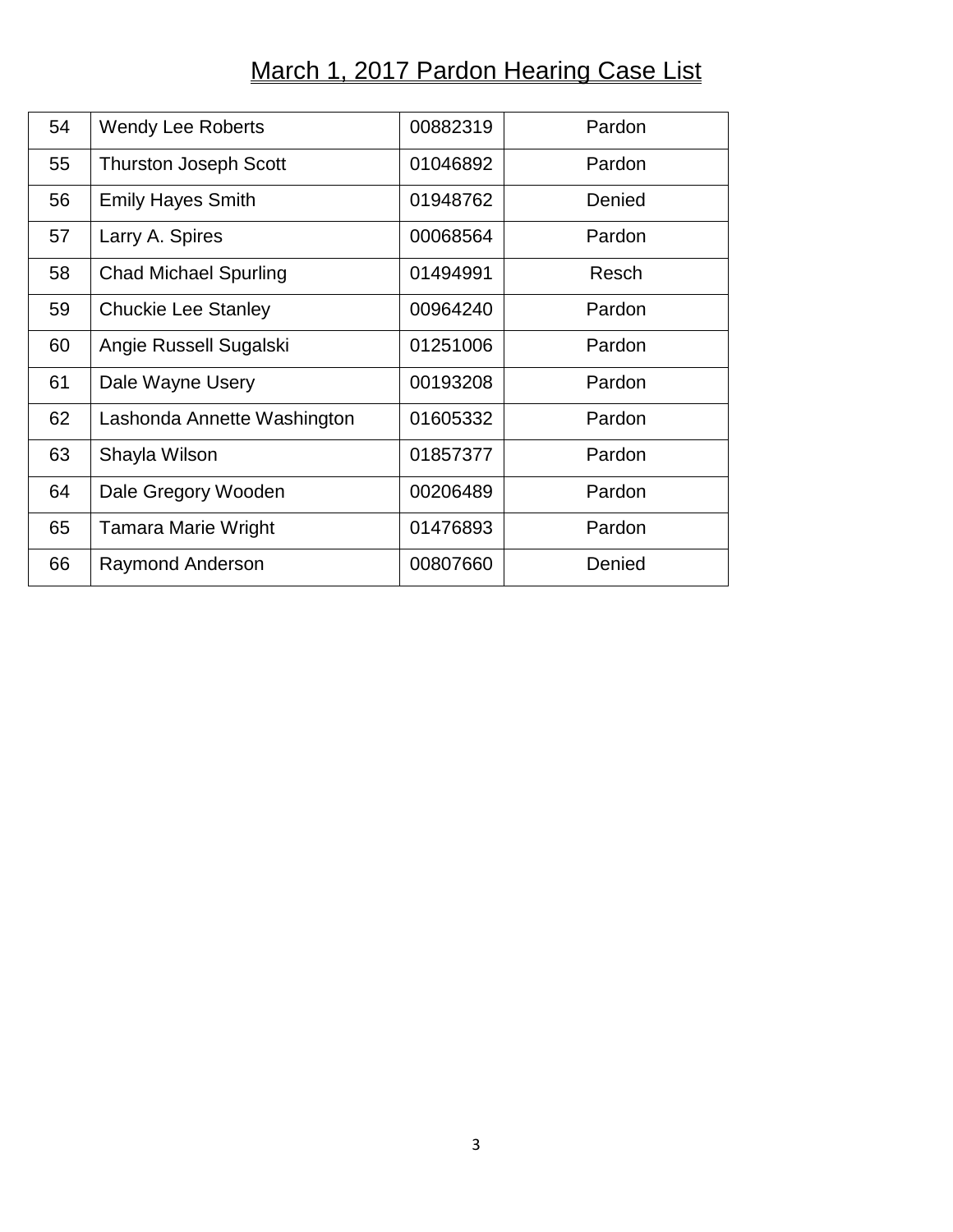# March 1, 2017 Pardon Hearing Case List

| | | | |
|---|---|---|---|
| 54 | Wendy Lee Roberts | 00882319 | Pardon |
| 55 | Thurston Joseph Scott | 01046892 | Pardon |
| 56 | Emily Hayes Smith | 01948762 | Denied |
| 57 | Larry A. Spires | 00068564 | Pardon |
| 58 | Chad Michael Spurling | 01494991 | Resch |
| 59 | Chuckie Lee Stanley | 00964240 | Pardon |
| 60 | Angie Russell Sugalski | 01251006 | Pardon |
| 61 | Dale Wayne Usery | 00193208 | Pardon |
| 62 | Lashonda Annette Washington | 01605332 | Pardon |
| 63 | Shayla Wilson | 01857377 | Pardon |
| 64 | Dale Gregory Wooden | 00206489 | Pardon |
| 65 | Tamara Marie Wright | 01476893 | Pardon |
| 66 | Raymond Anderson | 00807660 | Denied |